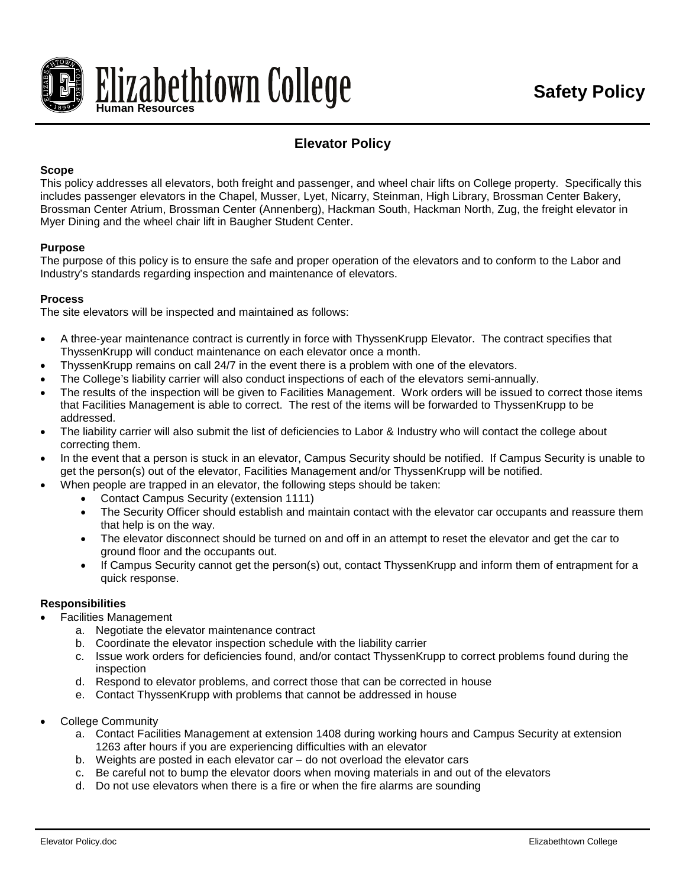Elizabethtown College
Human Resources

**Safety Policy**

# Elevator Policy

**Scope**

This policy addresses all elevators, both freight and passenger, and wheel chair lifts on College property. Specifically this includes passenger elevators in the Chapel, Musser, Lyet, Nicarry, Steinman, High Library, Brossman Center Bakery, Brossman Center Atrium, Brossman Center (Annenberg), Hackman South, Hackman North, Zug, the freight elevator in Myer Dining and the wheel chair lift in Baugher Student Center.

**Purpose**

The purpose of this policy is to ensure the safe and proper operation of the elevators and to conform to the Labor and Industry's standards regarding inspection and maintenance of elevators.

**Process**

The site elevators will be inspected and maintained as follows:

- A three-year maintenance contract is currently in force with ThyssenKrupp Elevator. The contract specifies that ThyssenKrupp will conduct maintenance on each elevator once a month.
- ThyssenKrupp remains on call 24/7 in the event there is a problem with one of the elevators.
- The College's liability carrier will also conduct inspections of each of the elevators semi-annually.
- The results of the inspection will be given to Facilities Management. Work orders will be issued to correct those items that Facilities Management is able to correct. The rest of the items will be forwarded to ThyssenKrupp to be addressed.
- The liability carrier will also submit the list of deficiencies to Labor & Industry who will contact the college about correcting them.
- In the event that a person is stuck in an elevator, Campus Security should be notified. If Campus Security is unable to get the person(s) out of the elevator, Facilities Management and/or ThyssenKrupp will be notified.
- When people are trapped in an elevator, the following steps should be taken:
  - Contact Campus Security (extension 1111)
  - The Security Officer should establish and maintain contact with the elevator car occupants and reassure them that help is on the way.
  - The elevator disconnect should be turned on and off in an attempt to reset the elevator and get the car to ground floor and the occupants out.
  - If Campus Security cannot get the person(s) out, contact ThyssenKrupp and inform them of entrapment for a quick response.

**Responsibilities**

- Facilities Management
  a. Negotiate the elevator maintenance contract
  b. Coordinate the elevator inspection schedule with the liability carrier
  c. Issue work orders for deficiencies found, and/or contact ThyssenKrupp to correct problems found during the inspection
  d. Respond to elevator problems, and correct those that can be corrected in house
  e. Contact ThyssenKrupp with problems that cannot be addressed in house

- College Community
  a. Contact Facilities Management at extension 1408 during working hours and Campus Security at extension 1263 after hours if you are experiencing difficulties with an elevator
  b. Weights are posted in each elevator car – do not overload the elevator cars
  c. Be careful not to bump the elevator doors when moving materials in and out of the elevators
  d. Do not use elevators when there is a fire or when the fire alarms are sounding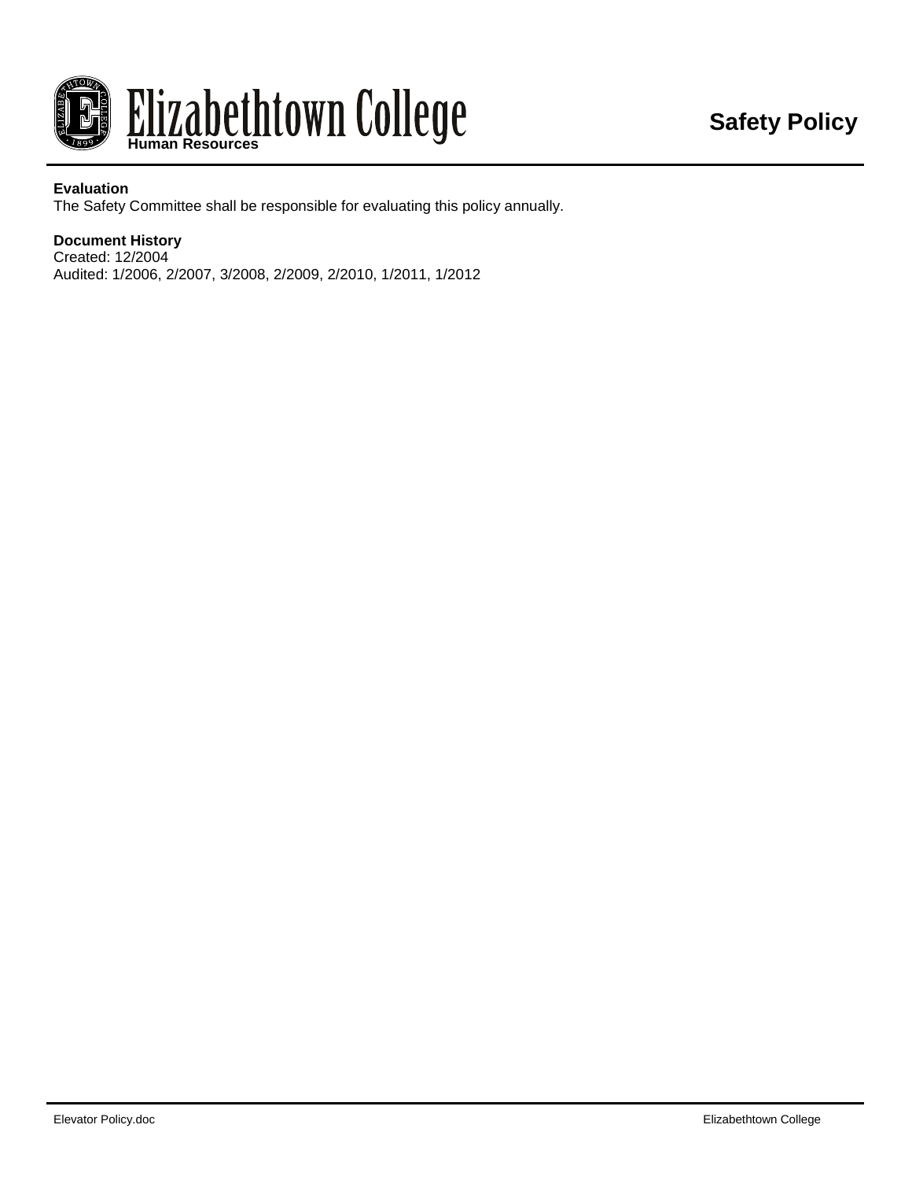**Evaluation**
The Safety Committee shall be responsible for evaluating this policy annually.

**Document History**
Created: 12/2004
Audited: 1/2006, 2/2007, 3/2008, 2/2009, 2/2010, 1/2011, 1/2012